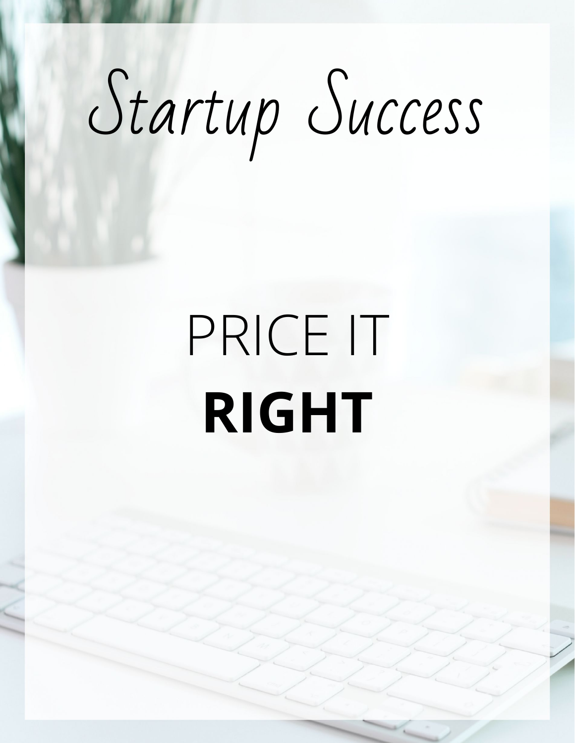# Startup Success

## PRICE IT **RIGHT**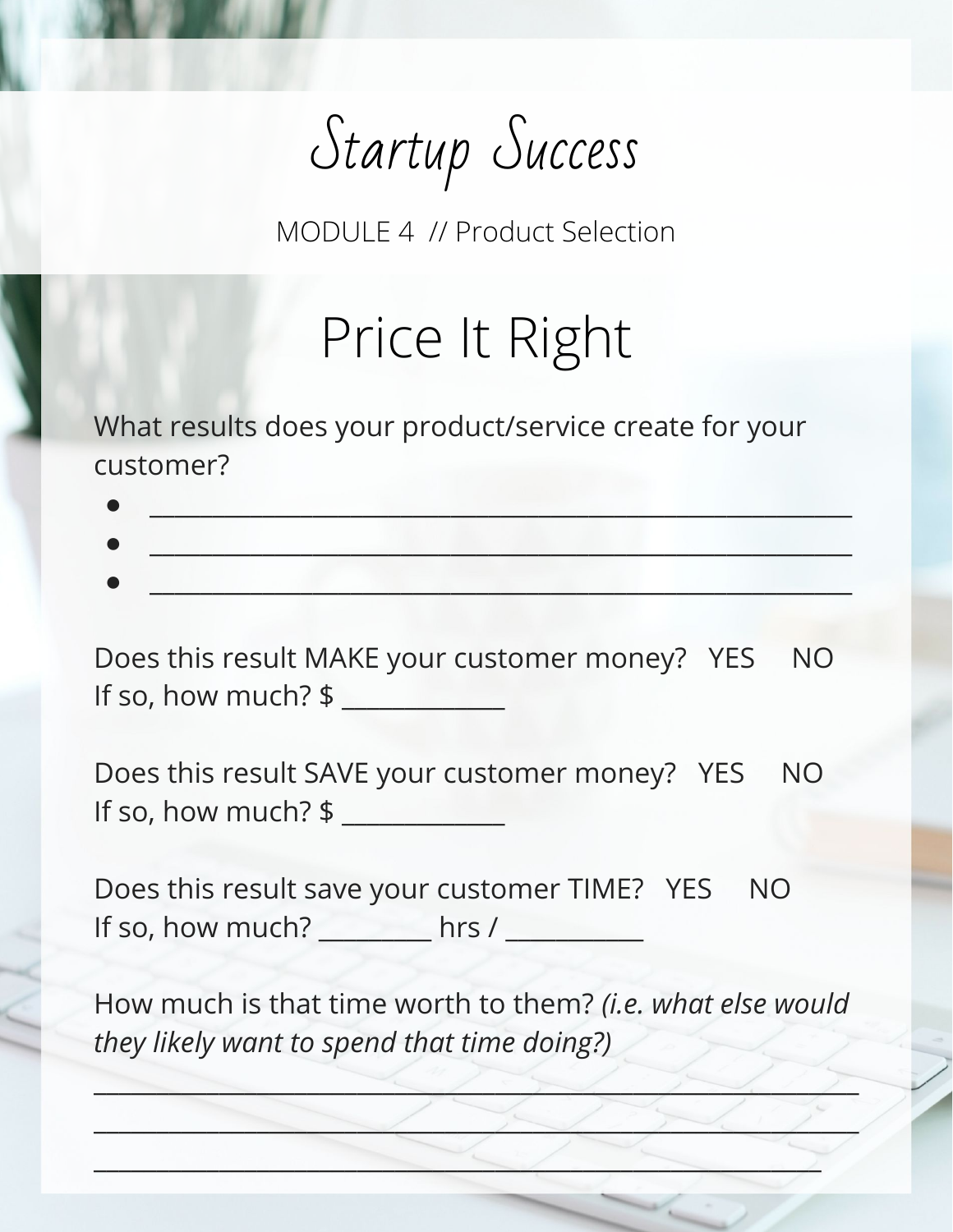# Startup Success

MODULE 4 // Product Selection

## Price It Right

What results does your product/service create for your customer?

- ______________________________________________________
- ______________________________________________________
- ______________________________________________________

Does this result MAKE your customer money? YES NO
If so, how much? $ ____________

Does this result SAVE your customer money? YES NO
If so, how much? $ ____________

Does this result save your customer TIME? YES NO
If so, how much? ________ hrs / __________

How much is that time worth to them? *(i.e. what else would they likely want to spend that time doing?)*

__________________________________________________________
__________________________________________________________
_______________________________________________________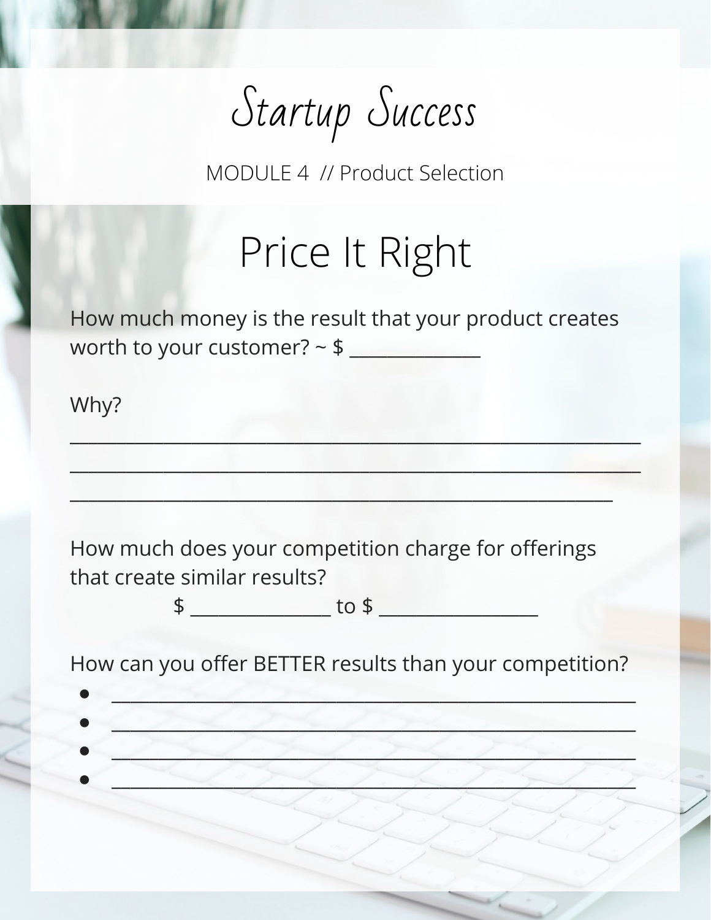# Startup Success

MODULE 4 // Product Selection

## Price It Right

How much money is the result that your product creates worth to your customer? ~ $ _____________

Why?

___________________________________________________________
___________________________________________________________
________________________________________________________

How much does your competition charge for offerings that create similar results?

$ ______________ to $ ________________

How can you offer BETTER results than your competition?

- ______________________________________________________
- ______________________________________________________
- ______________________________________________________
- ______________________________________________________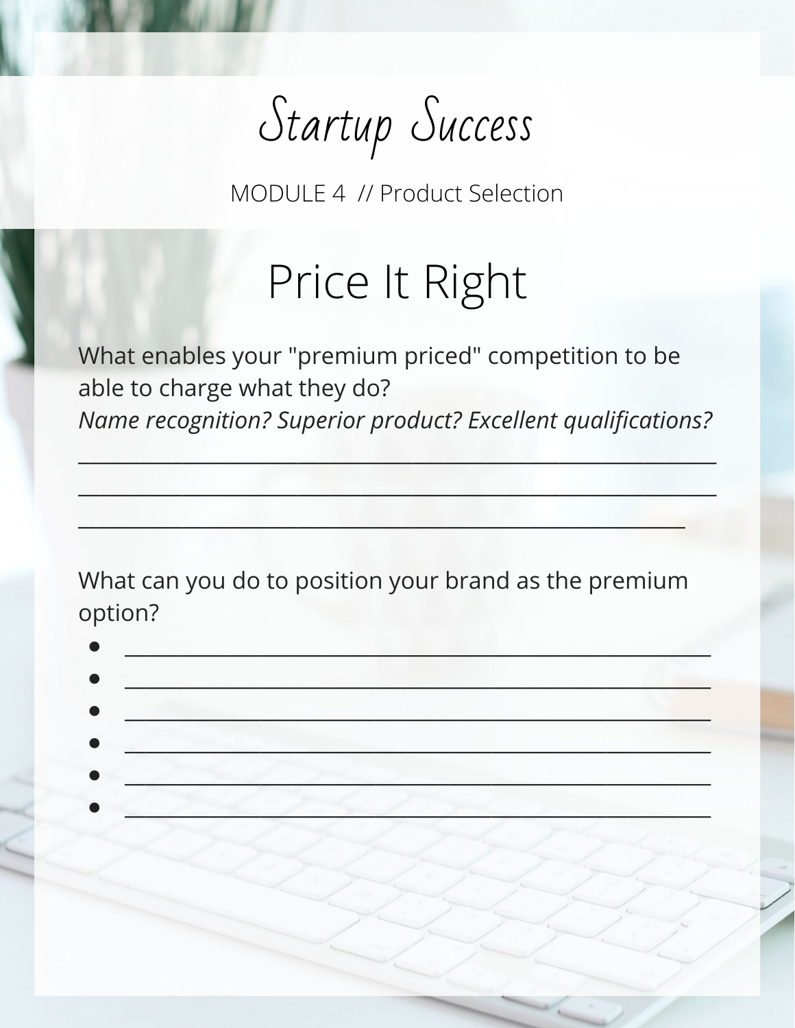# Startup Success

MODULE 4 // Product Selection

## Price It Right

What enables your "premium priced" competition to be able to charge what they do?
*Name recognition? Superior product? Excellent qualifications?*

___________________________________________________________
___________________________________________________________
________________________________________________________

What can you do to position your brand as the premium option?

- ______________________________________________________
- ______________________________________________________
- ______________________________________________________
- ______________________________________________________
- ______________________________________________________
- ______________________________________________________